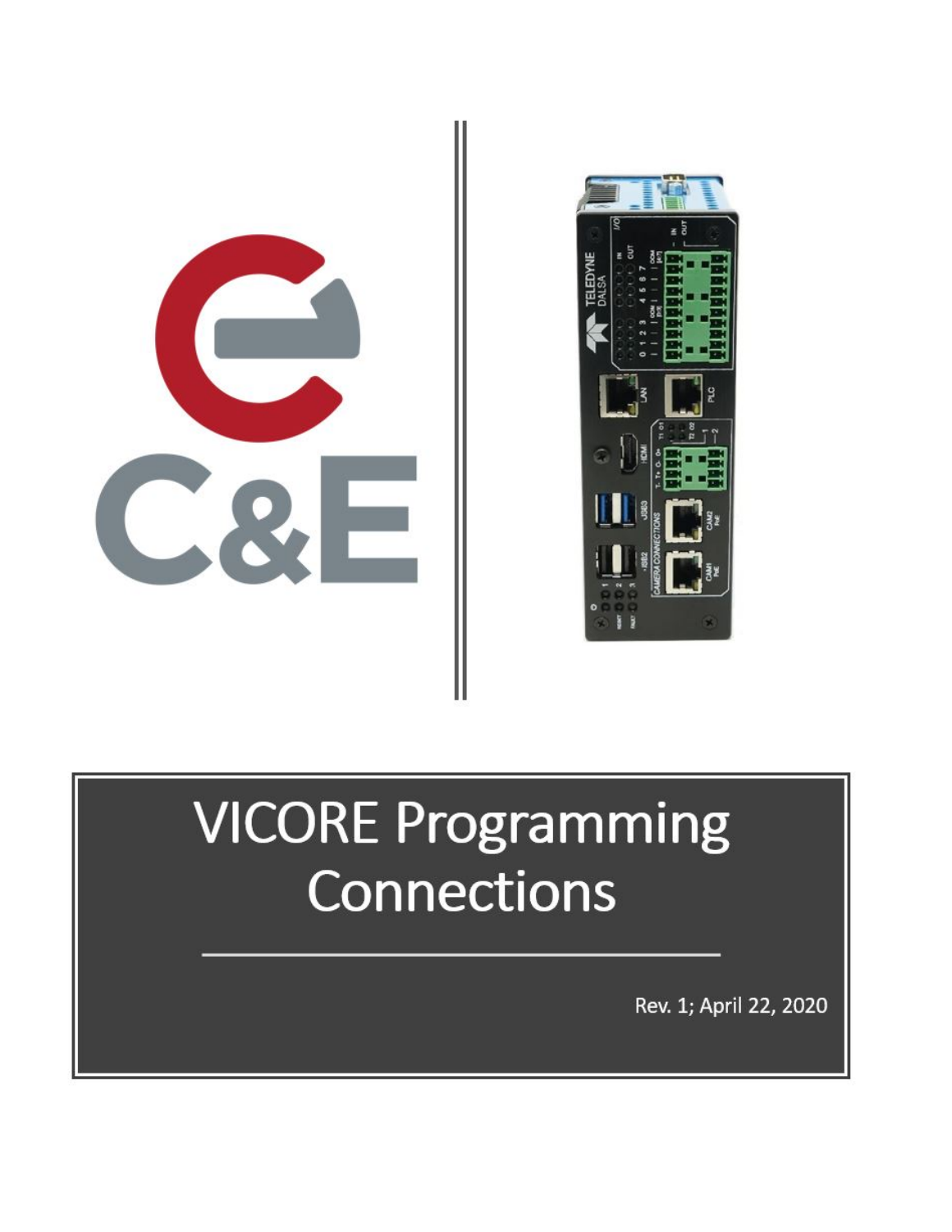# VICORE Programming Connections

Rev. 1; April 22, 2020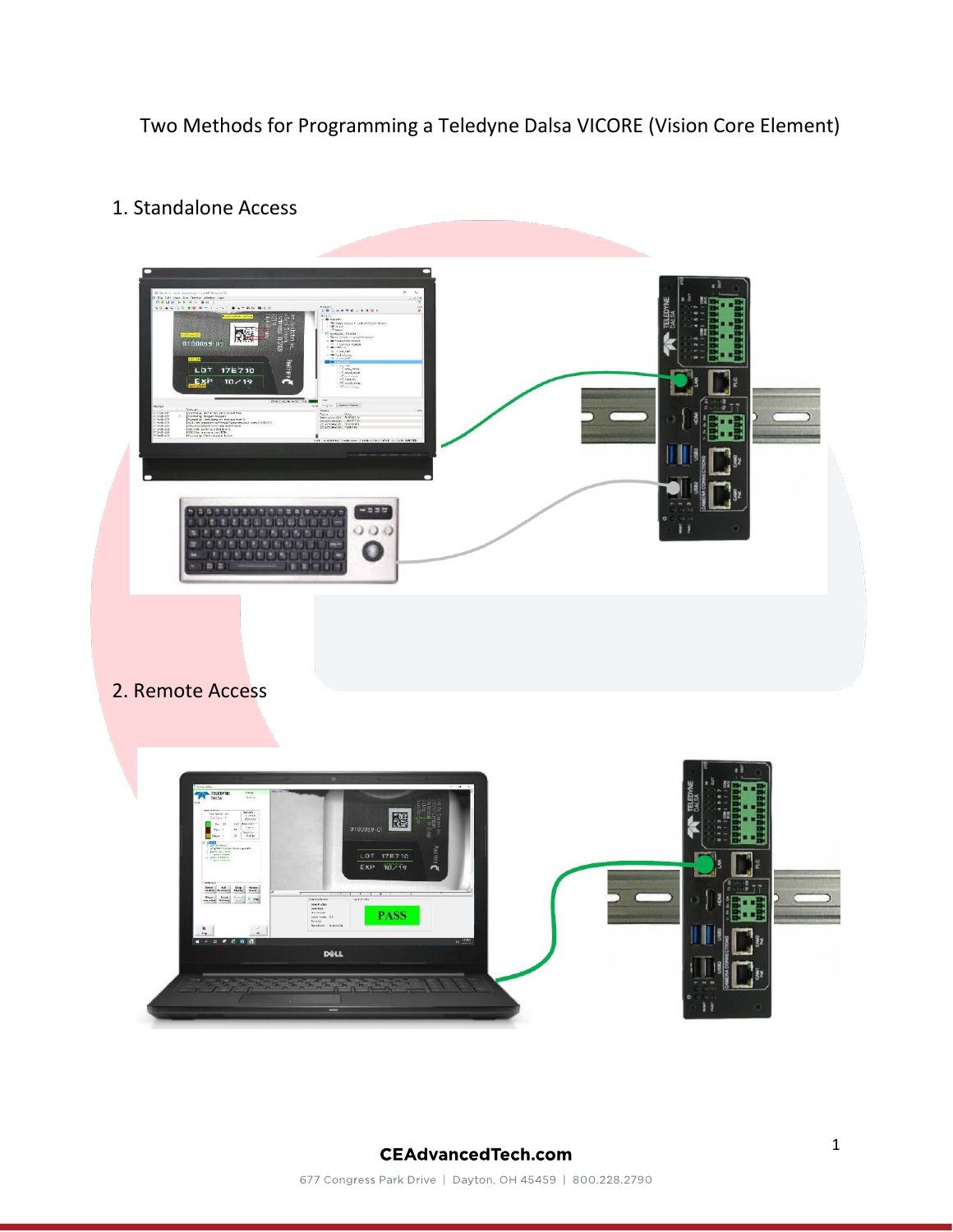Two Methods for Programming a Teledyne Dalsa VICORE (Vision Core Element)

1. Standalone Access

2. Remote Access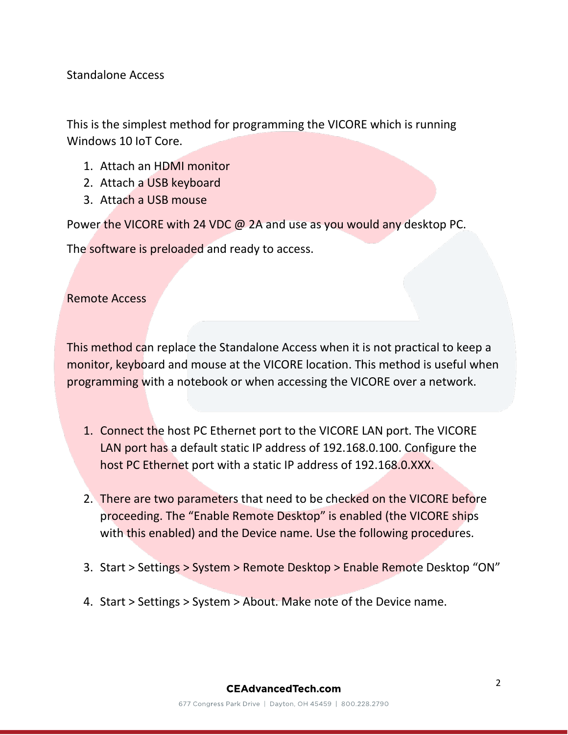## Standalone Access

This is the simplest method for programming the VICORE which is running Windows 10 IoT Core.

1. Attach an HDMI monitor
2. Attach a USB keyboard
3. Attach a USB mouse

Power the VICORE with 24 VDC @ 2A and use as you would any desktop PC.

The software is preloaded and ready to access.

## Remote Access

This method can replace the Standalone Access when it is not practical to keep a monitor, keyboard and mouse at the VICORE location. This method is useful when programming with a notebook or when accessing the VICORE over a network.

1. Connect the host PC Ethernet port to the VICORE LAN port. The VICORE LAN port has a default static IP address of 192.168.0.100. Configure the host PC Ethernet port with a static IP address of 192.168.0.XXX.

2. There are two parameters that need to be checked on the VICORE before proceeding. The “Enable Remote Desktop” is enabled (the VICORE ships with this enabled) and the Device name. Use the following procedures.

3. Start > Settings > System > Remote Desktop > Enable Remote Desktop “ON”

4. Start > Settings > System > About. Make note of the Device name.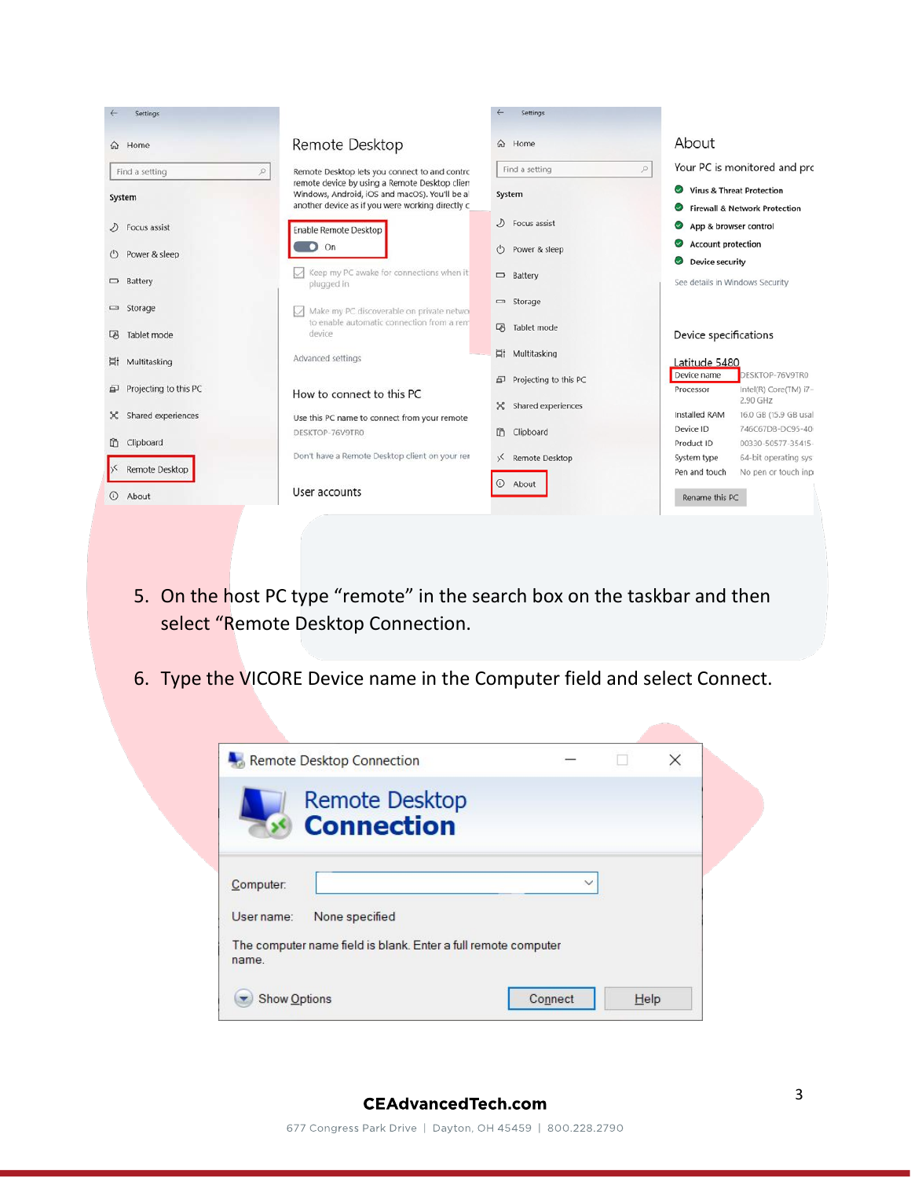5. On the host PC type “remote” in the search box on the taskbar and then select “Remote Desktop Connection.

6. Type the VICORE Device name in the Computer field and select Connect.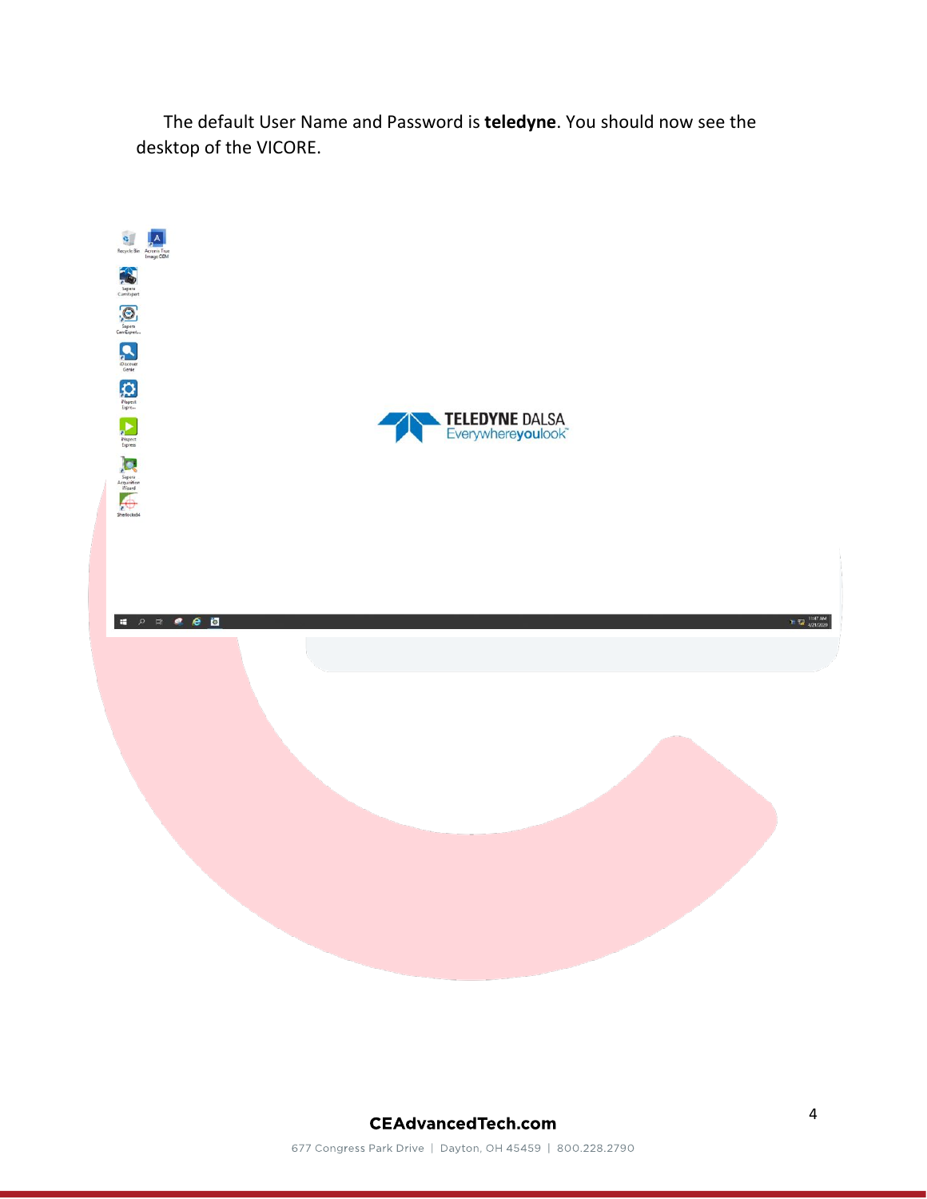The default User Name and Password is **teledyne**. You should now see the desktop of the VICORE.